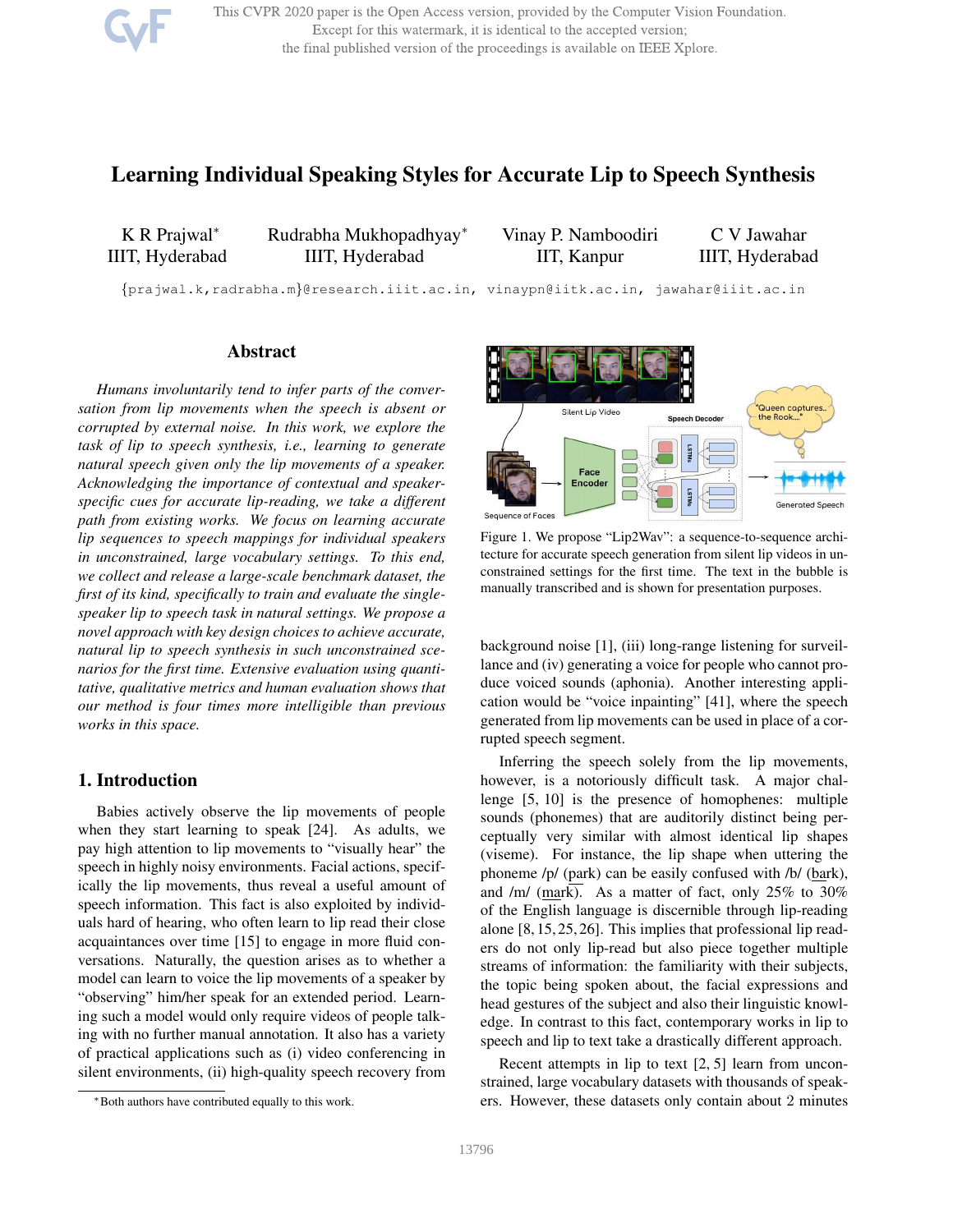# Learning Individual Speaking Styles for Accurate Lip to Speech Synthesis

K R Prajwal* — IIIT, Hyderabad
Rudrabha Mukhopadhyay* — IIIT, Hyderabad
Vinay P. Namboodiri — IIT, Kanpur
C V Jawahar — IIIT, Hyderabad

{prajwal.k,radrabha.m}@research.iiit.ac.in, vinaypn@iitk.ac.in, jawahar@iiit.ac.in

## Abstract

*Humans involuntarily tend to infer parts of the conversation from lip movements when the speech is absent or corrupted by external noise. In this work, we explore the task of lip to speech synthesis, i.e., learning to generate natural speech given only the lip movements of a speaker. Acknowledging the importance of contextual and speaker-specific cues for accurate lip-reading, we take a different path from existing works. We focus on learning accurate lip sequences to speech mappings for individual speakers in unconstrained, large vocabulary settings. To this end, we collect and release a large-scale benchmark dataset, the first of its kind, specifically to train and evaluate the single-speaker lip to speech task in natural settings. We propose a novel approach with key design choices to achieve accurate, natural lip to speech synthesis in such unconstrained scenarios for the first time. Extensive evaluation using quantitative, qualitative metrics and human evaluation shows that our method is four times more intelligible than previous works in this space.*

Figure 1. We propose "Lip2Wav": a sequence-to-sequence architecture for accurate speech generation from silent lip videos in unconstrained settings for the first time. The text in the bubble is manually transcribed and is shown for presentation purposes.

## 1. Introduction

Babies actively observe the lip movements of people when they start learning to speak [24]. As adults, we pay high attention to lip movements to "visually hear" the speech in highly noisy environments. Facial actions, specifically the lip movements, thus reveal a useful amount of speech information. This fact is also exploited by individuals hard of hearing, who often learn to lip read their close acquaintances over time [15] to engage in more fluid conversations. Naturally, the question arises as to whether a model can learn to voice the lip movements of a speaker by "observing" him/her speak for an extended period. Learning such a model would only require videos of people talking with no further manual annotation. It also has a variety of practical applications such as (i) video conferencing in silent environments, (ii) high-quality speech recovery from background noise [1], (iii) long-range listening for surveillance and (iv) generating a voice for people who cannot produce voiced sounds (aphonia). Another interesting application would be "voice inpainting" [41], where the speech generated from lip movements can be used in place of a corrupted speech segment.

Inferring the speech solely from the lip movements, however, is a notoriously difficult task. A major challenge [5, 10] is the presence of homophenes: multiple sounds (phonemes) that are auditorily distinct being perceptually very similar with almost identical lip shapes (viseme). For instance, the lip shape when uttering the phoneme /p/ (park) can be easily confused with /b/ (bark), and /m/ (mark). As a matter of fact, only 25% to 30% of the English language is discernible through lip-reading alone [8, 15, 25, 26]. This implies that professional lip readers do not only lip-read but also piece together multiple streams of information: the familiarity with their subjects, the topic being spoken about, the facial expressions and head gestures of the subject and also their linguistic knowledge. In contrast to this fact, contemporary works in lip to speech and lip to text take a drastically different approach.

Recent attempts in lip to text [2, 5] learn from unconstrained, large vocabulary datasets with thousands of speakers. However, these datasets only contain about 2 minutes

*Both authors have contributed equally to this work.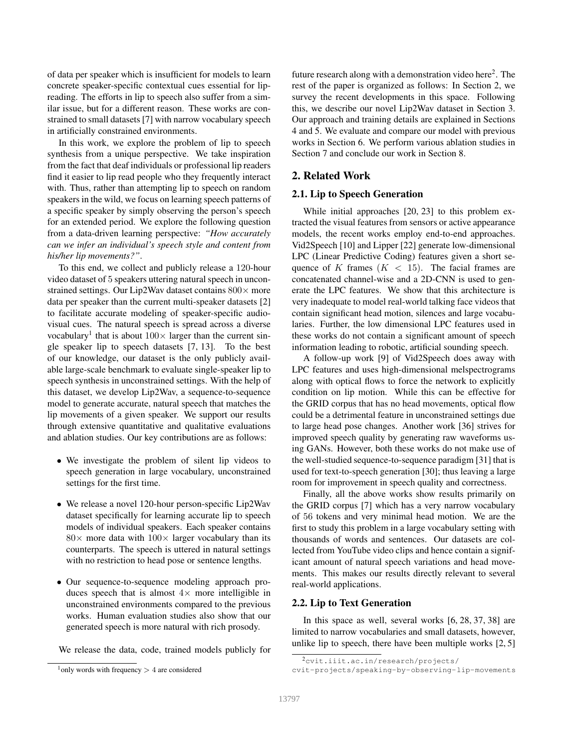of data per speaker which is insufficient for models to learn concrete speaker-specific contextual cues essential for lip-reading. The efforts in lip to speech also suffer from a similar issue, but for a different reason. These works are constrained to small datasets [7] with narrow vocabulary speech in artificially constrained environments.

In this work, we explore the problem of lip to speech synthesis from a unique perspective. We take inspiration from the fact that deaf individuals or professional lip readers find it easier to lip read people who they frequently interact with. Thus, rather than attempting lip to speech on random speakers in the wild, we focus on learning speech patterns of a specific speaker by simply observing the person's speech for an extended period. We explore the following question from a data-driven learning perspective: *"How accurately can we infer an individual's speech style and content from his/her lip movements?"*.

To this end, we collect and publicly release a 120-hour video dataset of 5 speakers uttering natural speech in unconstrained settings. Our Lip2Wav dataset contains $800\times$ more data per speaker than the current multi-speaker datasets [2] to facilitate accurate modeling of speaker-specific audio-visual cues. The natural speech is spread across a diverse vocabulary[1] that is about $100\times$ larger than the current single speaker lip to speech datasets [7, 13]. To the best of our knowledge, our dataset is the only publicly available large-scale benchmark to evaluate single-speaker lip to speech synthesis in unconstrained settings. With the help of this dataset, we develop Lip2Wav, a sequence-to-sequence model to generate accurate, natural speech that matches the lip movements of a given speaker. We support our results through extensive quantitative and qualitative evaluations and ablation studies. Our key contributions are as follows:

- We investigate the problem of silent lip videos to speech generation in large vocabulary, unconstrained settings for the first time.
- We release a novel 120-hour person-specific Lip2Wav dataset specifically for learning accurate lip to speech models of individual speakers. Each speaker contains $80\times$ more data with $100\times$ larger vocabulary than its counterparts. The speech is uttered in natural settings with no restriction to head pose or sentence lengths.
- Our sequence-to-sequence modeling approach produces speech that is almost $4\times$ more intelligible in unconstrained environments compared to the previous works. Human evaluation studies also show that our generated speech is more natural with rich prosody.

We release the data, code, trained models publicly for future research along with a demonstration video here[2]. The rest of the paper is organized as follows: In Section 2, we survey the recent developments in this space. Following this, we describe our novel Lip2Wav dataset in Section 3. Our approach and training details are explained in Sections 4 and 5. We evaluate and compare our model with previous works in Section 6. We perform various ablation studies in Section 7 and conclude our work in Section 8.

## 2. Related Work

### 2.1. Lip to Speech Generation

While initial approaches [20, 23] to this problem extracted the visual features from sensors or active appearance models, the recent works employ end-to-end approaches. Vid2Speech [10] and Lipper [22] generate low-dimensional LPC (Linear Predictive Coding) features given a short sequence of $K$ frames ($K < 15$). The facial frames are concatenated channel-wise and a 2D-CNN is used to generate the LPC features. We show that this architecture is very inadequate to model real-world talking face videos that contain significant head motion, silences and large vocabularies. Further, the low dimensional LPC features used in these works do not contain a significant amount of speech information leading to robotic, artificial sounding speech.

A follow-up work [9] of Vid2Speech does away with LPC features and uses high-dimensional melspectrograms along with optical flows to force the network to explicitly condition on lip motion. While this can be effective for the GRID corpus that has no head movements, optical flow could be a detrimental feature in unconstrained settings due to large head pose changes. Another work [36] strives for improved speech quality by generating raw waveforms using GANs. However, both these works do not make use of the well-studied sequence-to-sequence paradigm [31] that is used for text-to-speech generation [30]; thus leaving a large room for improvement in speech quality and correctness.

Finally, all the above works show results primarily on the GRID corpus [7] which has a very narrow vocabulary of 56 tokens and very minimal head motion. We are the first to study this problem in a large vocabulary setting with thousands of words and sentences. Our datasets are collected from YouTube video clips and hence contain a significant amount of natural speech variations and head movements. This makes our results directly relevant to several real-world applications.

### 2.2. Lip to Text Generation

In this space as well, several works [6, 28, 37, 38] are limited to narrow vocabularies and small datasets, however, unlike lip to speech, there have been multiple works [2, 5]

[1] only words with frequency $> 4$ are considered

[2] cvit.iiit.ac.in/research/projects/cvit-projects/speaking-by-observing-lip-movements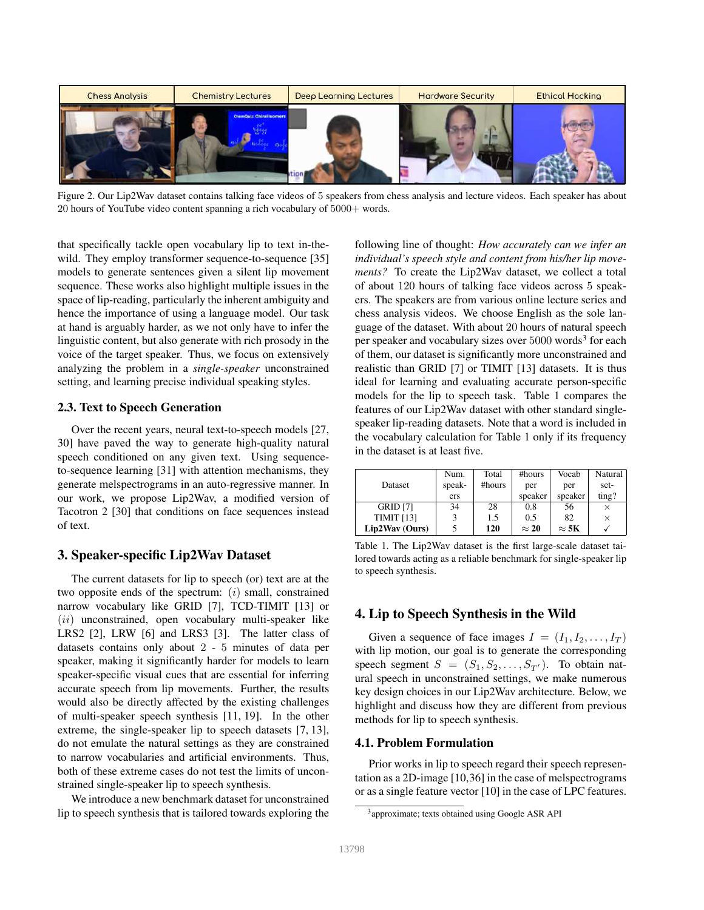Figure 2. Our Lip2Wav dataset contains talking face videos of 5 speakers from chess analysis and lecture videos. Each speaker has about 20 hours of YouTube video content spanning a rich vocabulary of 5000+ words.

that specifically tackle open vocabulary lip to text in-the-wild. They employ transformer sequence-to-sequence [35] models to generate sentences given a silent lip movement sequence. These works also highlight multiple issues in the space of lip-reading, particularly the inherent ambiguity and hence the importance of using a language model. Our task at hand is arguably harder, as we not only have to infer the linguistic content, but also generate with rich prosody in the voice of the target speaker. Thus, we focus on extensively analyzing the problem in a *single-speaker* unconstrained setting, and learning precise individual speaking styles.

### 2.3. Text to Speech Generation

Over the recent years, neural text-to-speech models [27, 30] have paved the way to generate high-quality natural speech conditioned on any given text. Using sequence-to-sequence learning [31] with attention mechanisms, they generate melspectrograms in an auto-regressive manner. In our work, we propose Lip2Wav, a modified version of Tacotron 2 [30] that conditions on face sequences instead of text.

## 3. Speaker-specific Lip2Wav Dataset

The current datasets for lip to speech (or) text are at the two opposite ends of the spectrum: $(i)$ small, constrained narrow vocabulary like GRID [7], TCD-TIMIT [13] or $(ii)$ unconstrained, open vocabulary multi-speaker like LRS2 [2], LRW [6] and LRS3 [3]. The latter class of datasets contains only about 2 - 5 minutes of data per speaker, making it significantly harder for models to learn speaker-specific visual cues that are essential for inferring accurate speech from lip movements. Further, the results would also be directly affected by the existing challenges of multi-speaker speech synthesis [11, 19]. In the other extreme, the single-speaker lip to speech datasets [7, 13], do not emulate the natural settings as they are constrained to narrow vocabularies and artificial environments. Thus, both of these extreme cases do not test the limits of unconstrained single-speaker lip to speech synthesis.

We introduce a new benchmark dataset for unconstrained lip to speech synthesis that is tailored towards exploring the following line of thought: *How accurately can we infer an individual's speech style and content from his/her lip movements?* To create the Lip2Wav dataset, we collect a total of about 120 hours of talking face videos across 5 speakers. The speakers are from various online lecture series and chess analysis videos. We choose English as the sole language of the dataset. With about 20 hours of natural speech per speaker and vocabulary sizes over 5000 words[3] for each of them, our dataset is significantly more unconstrained and realistic than GRID [7] or TIMIT [13] datasets. It is thus ideal for learning and evaluating accurate person-specific models for the lip to speech task. Table 1 compares the features of our Lip2Wav dataset with other standard single-speaker lip-reading datasets. Note that a word is included in the vocabulary calculation for Table 1 only if its frequency in the dataset is at least five.

| Dataset | Num. speakers | Total #hours | #hours per speaker | Vocab per speaker | Natural setting? |
|---|---|---|---|---|---|
| GRID [7] | 34 | 28 | 0.8 | 56 | × |
| TIMIT [13] | 3 | 1.5 | 0.5 | 82 | × |
| **Lip2Wav (Ours)** | 5 | **120** | **≈ 20** | **≈ 5K** | ✓ |

Table 1. The Lip2Wav dataset is the first large-scale dataset tailored towards acting as a reliable benchmark for single-speaker lip to speech synthesis.

## 4. Lip to Speech Synthesis in the Wild

Given a sequence of face images $I = (I_1, I_2, \dots, I_T)$ with lip motion, our goal is to generate the corresponding speech segment $S = (S_1, S_2, \dots, S_{T'})$. To obtain natural speech in unconstrained settings, we make numerous key design choices in our Lip2Wav architecture. Below, we highlight and discuss how they are different from previous methods for lip to speech synthesis.

### 4.1. Problem Formulation

Prior works in lip to speech regard their speech representation as a 2D-image [10,36] in the case of melspectrograms or as a single feature vector [10] in the case of LPC features.

[3] approximate; texts obtained using Google ASR API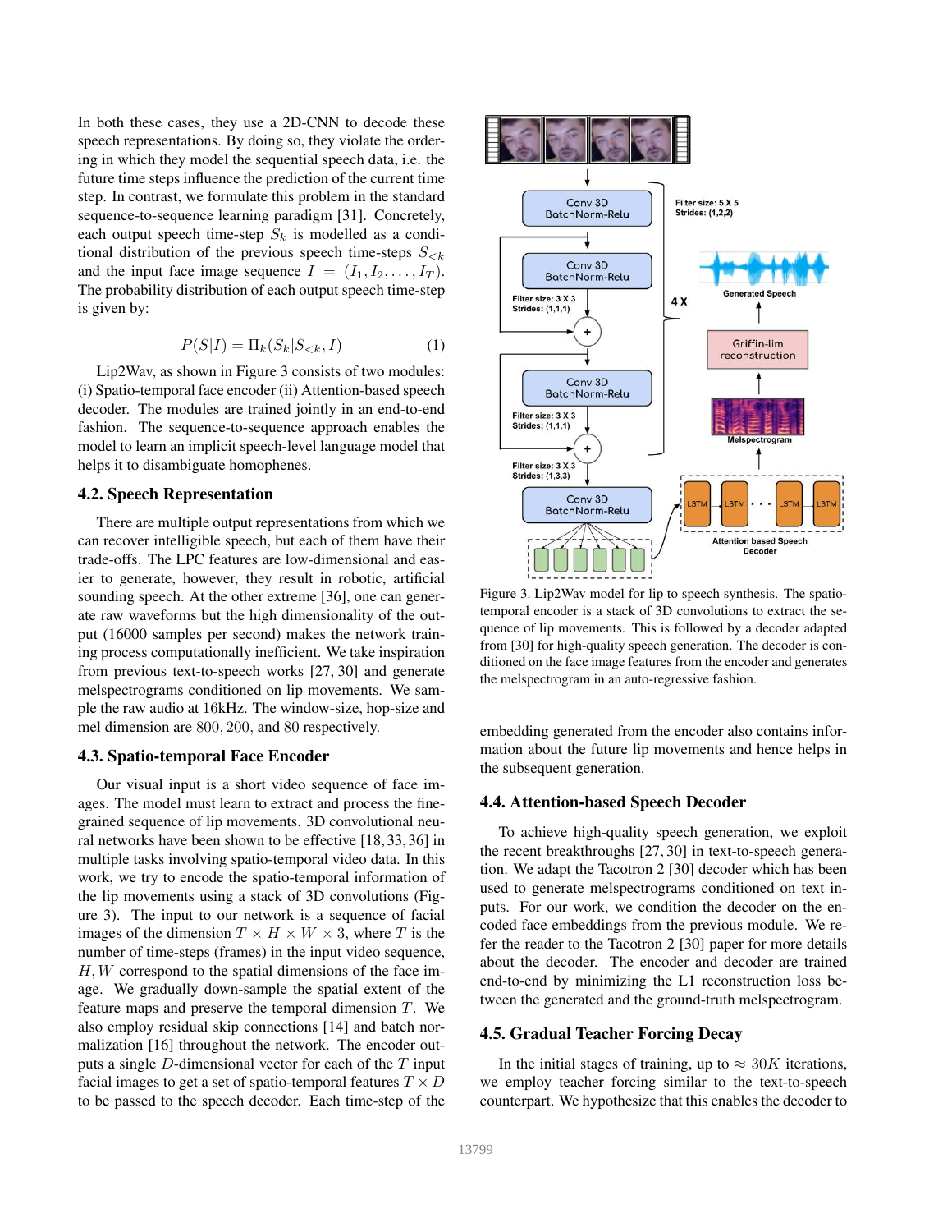In both these cases, they use a 2D-CNN to decode these speech representations. By doing so, they violate the ordering in which they model the sequential speech data, i.e. the future time steps influence the prediction of the current time step. In contrast, we formulate this problem in the standard sequence-to-sequence learning paradigm [31]. Concretely, each output speech time-step $S_k$ is modelled as a conditional distribution of the previous speech time-steps $S_{<k}$ and the input face image sequence $I = (I_1, I_2, \ldots, I_T)$. The probability distribution of each output speech time-step is given by:

$$P(S|I) = \Pi_k (S_k | S_{<k}, I) \tag{1}$$

Lip2Wav, as shown in Figure 3 consists of two modules: (i) Spatio-temporal face encoder (ii) Attention-based speech decoder. The modules are trained jointly in an end-to-end fashion. The sequence-to-sequence approach enables the model to learn an implicit speech-level language model that helps it to disambiguate homophenes.

### 4.2. Speech Representation

There are multiple output representations from which we can recover intelligible speech, but each of them have their trade-offs. The LPC features are low-dimensional and easier to generate, however, they result in robotic, artificial sounding speech. At the other extreme [36], one can generate raw waveforms but the high dimensionality of the output (16000 samples per second) makes the network training process computationally inefficient. We take inspiration from previous text-to-speech works [27, 30] and generate melspectrograms conditioned on lip movements. We sample the raw audio at 16kHz. The window-size, hop-size and mel dimension are $800, 200,$ and $80$ respectively.

### 4.3. Spatio-temporal Face Encoder

Our visual input is a short video sequence of face images. The model must learn to extract and process the fine-grained sequence of lip movements. 3D convolutional neural networks have been shown to be effective [18, 33, 36] in multiple tasks involving spatio-temporal video data. In this work, we try to encode the spatio-temporal information of the lip movements using a stack of 3D convolutions (Figure 3). The input to our network is a sequence of facial images of the dimension $T \times H \times W \times 3$, where $T$ is the number of time-steps (frames) in the input video sequence, $H, W$ correspond to the spatial dimensions of the face image. We gradually down-sample the spatial extent of the feature maps and preserve the temporal dimension $T$. We also employ residual skip connections [14] and batch normalization [16] throughout the network. The encoder outputs a single $D$-dimensional vector for each of the $T$ input facial images to get a set of spatio-temporal features $T \times D$ to be passed to the speech decoder. Each time-step of the embedding generated from the encoder also contains information about the future lip movements and hence helps in the subsequent generation.

Figure 3. Lip2Wav model for lip to speech synthesis. The spatio-temporal encoder is a stack of 3D convolutions to extract the sequence of lip movements. This is followed by a decoder adapted from [30] for high-quality speech generation. The decoder is conditioned on the face image features from the encoder and generates the melspectrogram in an auto-regressive fashion.

### 4.4. Attention-based Speech Decoder

To achieve high-quality speech generation, we exploit the recent breakthroughs [27, 30] in text-to-speech generation. We adapt the Tacotron 2 [30] decoder which has been used to generate melspectrograms conditioned on text inputs. For our work, we condition the decoder on the encoded face embeddings from the previous module. We refer the reader to the Tacotron 2 [30] paper for more details about the decoder. The encoder and decoder are trained end-to-end by minimizing the L1 reconstruction loss between the generated and the ground-truth melspectrogram.

### 4.5. Gradual Teacher Forcing Decay

In the initial stages of training, up to $\approx 30K$ iterations, we employ teacher forcing similar to the text-to-speech counterpart. We hypothesize that this enables the decoder to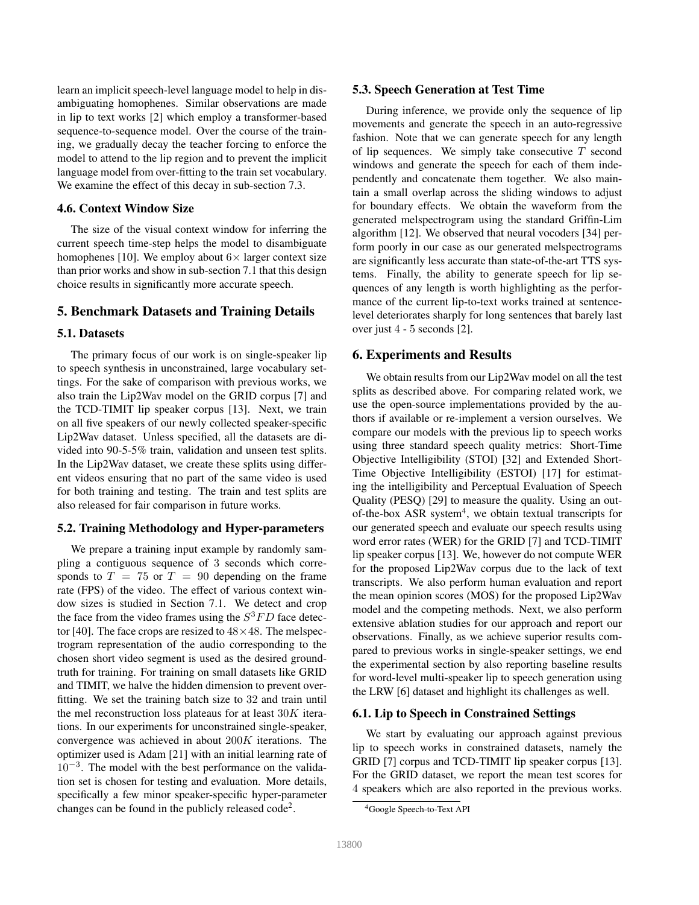learn an implicit speech-level language model to help in disambiguating homophenes. Similar observations are made in lip to text works [2] which employ a transformer-based sequence-to-sequence model. Over the course of the training, we gradually decay the teacher forcing to enforce the model to attend to the lip region and to prevent the implicit language model from over-fitting to the train set vocabulary. We examine the effect of this decay in sub-section 7.3.

### 4.6. Context Window Size

The size of the visual context window for inferring the current speech time-step helps the model to disambiguate homophenes [10]. We employ about $6\times$ larger context size than prior works and show in sub-section 7.1 that this design choice results in significantly more accurate speech.

## 5. Benchmark Datasets and Training Details

### 5.1. Datasets

The primary focus of our work is on single-speaker lip to speech synthesis in unconstrained, large vocabulary settings. For the sake of comparison with previous works, we also train the Lip2Wav model on the GRID corpus [7] and the TCD-TIMIT lip speaker corpus [13]. Next, we train on all five speakers of our newly collected speaker-specific Lip2Wav dataset. Unless specified, all the datasets are divided into 90-5-5% train, validation and unseen test splits. In the Lip2Wav dataset, we create these splits using different videos ensuring that no part of the same video is used for both training and testing. The train and test splits are also released for fair comparison in future works.

### 5.2. Training Methodology and Hyper-parameters

We prepare a training input example by randomly sampling a contiguous sequence of 3 seconds which corresponds to $T = 75$ or $T = 90$ depending on the frame rate (FPS) of the video. The effect of various context window sizes is studied in Section 7.1. We detect and crop the face from the video frames using the $S^3FD$ face detector [40]. The face crops are resized to $48\times48$. The melspectrogram representation of the audio corresponding to the chosen short video segment is used as the desired groundtruth for training. For training on small datasets like GRID and TIMIT, we halve the hidden dimension to prevent overfitting. We set the training batch size to 32 and train until the mel reconstruction loss plateaus for at least $30K$ iterations. In our experiments for unconstrained single-speaker, convergence was achieved in about $200K$ iterations. The optimizer used is Adam [21] with an initial learning rate of $10^{-3}$. The model with the best performance on the validation set is chosen for testing and evaluation. More details, specifically a few minor speaker-specific hyper-parameter changes can be found in the publicly released code[2].

### 5.3. Speech Generation at Test Time

During inference, we provide only the sequence of lip movements and generate the speech in an auto-regressive fashion. Note that we can generate speech for any length of lip sequences. We simply take consecutive $T$ second windows and generate the speech for each of them independently and concatenate them together. We also maintain a small overlap across the sliding windows to adjust for boundary effects. We obtain the waveform from the generated melspectrogram using the standard Griffin-Lim algorithm [12]. We observed that neural vocoders [34] perform poorly in our case as our generated melspectrograms are significantly less accurate than state-of-the-art TTS systems. Finally, the ability to generate speech for lip sequences of any length is worth highlighting as the performance of the current lip-to-text works trained at sentence-level deteriorates sharply for long sentences that barely last over just 4 - 5 seconds [2].

## 6. Experiments and Results

We obtain results from our Lip2Wav model on all the test splits as described above. For comparing related work, we use the open-source implementations provided by the authors if available or re-implement a version ourselves. We compare our models with the previous lip to speech works using three standard speech quality metrics: Short-Time Objective Intelligibility (STOI) [32] and Extended Short-Time Objective Intelligibility (ESTOI) [17] for estimating the intelligibility and Perceptual Evaluation of Speech Quality (PESQ) [29] to measure the quality. Using an out-of-the-box ASR system[4], we obtain textual transcripts for our generated speech and evaluate our speech results using word error rates (WER) for the GRID [7] and TCD-TIMIT lip speaker corpus [13]. We, however do not compute WER for the proposed Lip2Wav corpus due to the lack of text transcripts. We also perform human evaluation and report the mean opinion scores (MOS) for the proposed Lip2Wav model and the competing methods. Next, we also perform extensive ablation studies for our approach and report our observations. Finally, as we achieve superior results compared to previous works in single-speaker settings, we end the experimental section by also reporting baseline results for word-level multi-speaker lip to speech generation using the LRW [6] dataset and highlight its challenges as well.

### 6.1. Lip to Speech in Constrained Settings

We start by evaluating our approach against previous lip to speech works in constrained datasets, namely the GRID [7] corpus and TCD-TIMIT lip speaker corpus [13]. For the GRID dataset, we report the mean test scores for 4 speakers which are also reported in the previous works.

[4] Google Speech-to-Text API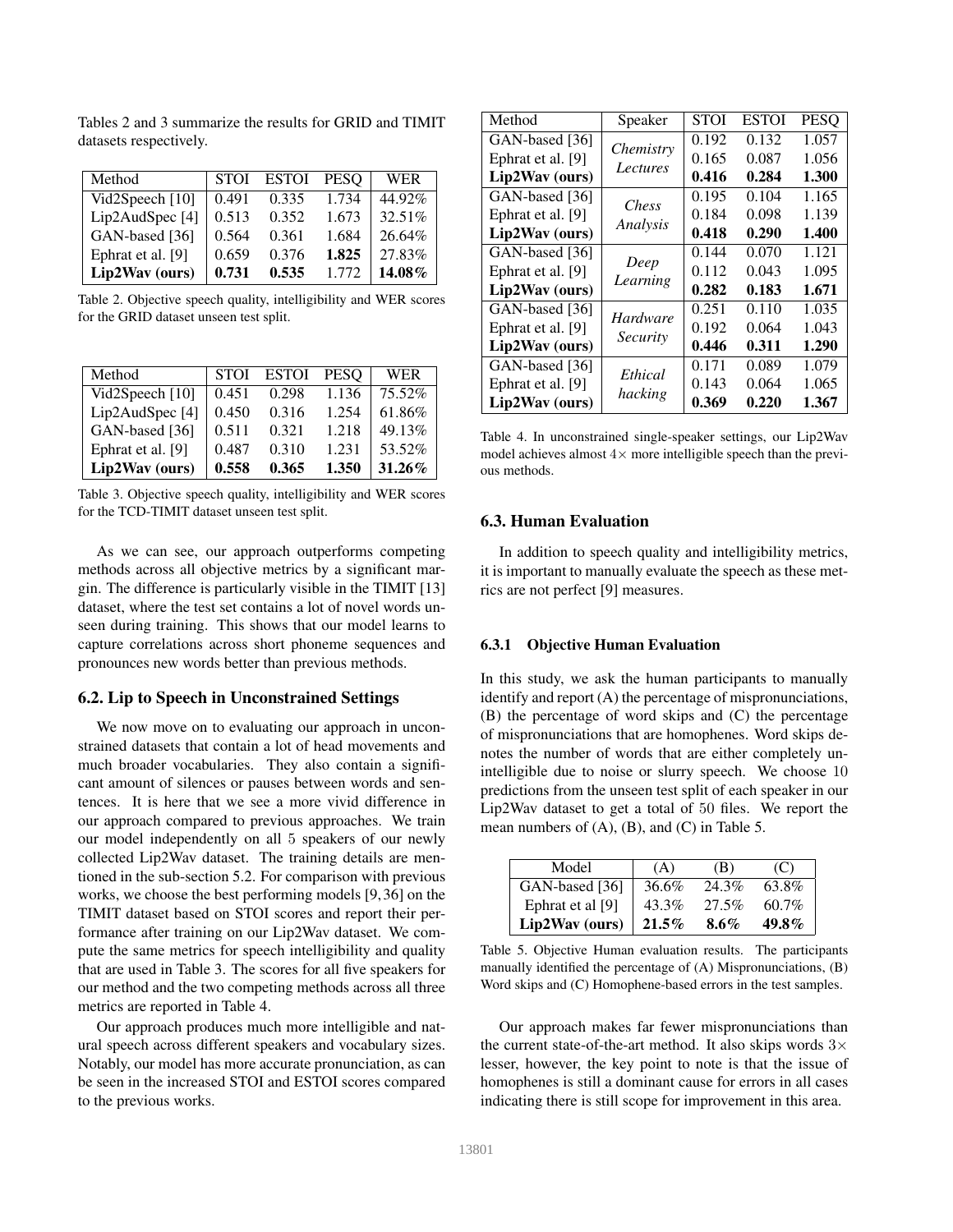Tables 2 and 3 summarize the results for GRID and TIMIT datasets respectively.

| Method | STOI | ESTOI | PESQ | WER |
|---|---|---|---|---|
| Vid2Speech [10] | 0.491 | 0.335 | 1.734 | 44.92% |
| Lip2AudSpec [4] | 0.513 | 0.352 | 1.673 | 32.51% |
| GAN-based [36] | 0.564 | 0.361 | 1.684 | 26.64% |
| Ephrat et al. [9] | 0.659 | 0.376 | **1.825** | 27.83% |
| **Lip2Wav (ours)** | **0.731** | **0.535** | 1.772 | **14.08%** |

Table 2. Objective speech quality, intelligibility and WER scores for the GRID dataset unseen test split.

| Method | STOI | ESTOI | PESQ | WER |
|---|---|---|---|---|
| Vid2Speech [10] | 0.451 | 0.298 | 1.136 | 75.52% |
| Lip2AudSpec [4] | 0.450 | 0.316 | 1.254 | 61.86% |
| GAN-based [36] | 0.511 | 0.321 | 1.218 | 49.13% |
| Ephrat et al. [9] | 0.487 | 0.310 | 1.231 | 53.52% |
| **Lip2Wav (ours)** | **0.558** | **0.365** | **1.350** | **31.26%** |

Table 3. Objective speech quality, intelligibility and WER scores for the TCD-TIMIT dataset unseen test split.

As we can see, our approach outperforms competing methods across all objective metrics by a significant margin. The difference is particularly visible in the TIMIT [13] dataset, where the test set contains a lot of novel words unseen during training. This shows that our model learns to capture correlations across short phoneme sequences and pronounces new words better than previous methods.

## 6.2. Lip to Speech in Unconstrained Settings

We now move on to evaluating our approach in unconstrained datasets that contain a lot of head movements and much broader vocabularies. They also contain a significant amount of silences or pauses between words and sentences. It is here that we see a more vivid difference in our approach compared to previous approaches. We train our model independently on all 5 speakers of our newly collected Lip2Wav dataset. The training details are mentioned in the sub-section 5.2. For comparison with previous works, we choose the best performing models [9,36] on the TIMIT dataset based on STOI scores and report their performance after training on our Lip2Wav dataset. We compute the same metrics for speech intelligibility and quality that are used in Table 3. The scores for all five speakers for our method and the two competing methods across all three metrics are reported in Table 4.

Our approach produces much more intelligible and natural speech across different speakers and vocabulary sizes. Notably, our model has more accurate pronunciation, as can be seen in the increased STOI and ESTOI scores compared to the previous works.

| Method | Speaker | STOI | ESTOI | PESQ |
|---|---|---|---|---|
| GAN-based [36] | *Chemistry Lectures* | 0.192 | 0.132 | 1.057 |
| Ephrat et al. [9] | | 0.165 | 0.087 | 1.056 |
| **Lip2Wav (ours)** | | **0.416** | **0.284** | **1.300** |
| GAN-based [36] | *Chess Analysis* | 0.195 | 0.104 | 1.165 |
| Ephrat et al. [9] | | 0.184 | 0.098 | 1.139 |
| **Lip2Wav (ours)** | | **0.418** | **0.290** | **1.400** |
| GAN-based [36] | *Deep Learning* | 0.144 | 0.070 | 1.121 |
| Ephrat et al. [9] | | 0.112 | 0.043 | 1.095 |
| **Lip2Wav (ours)** | | **0.282** | **0.183** | **1.671** |
| GAN-based [36] | *Hardware Security* | 0.251 | 0.110 | 1.035 |
| Ephrat et al. [9] | | 0.192 | 0.064 | 1.043 |
| **Lip2Wav (ours)** | | **0.446** | **0.311** | **1.290** |
| GAN-based [36] | *Ethical hacking* | 0.171 | 0.089 | 1.079 |
| Ephrat et al. [9] | | 0.143 | 0.064 | 1.065 |
| **Lip2Wav (ours)** | | **0.369** | **0.220** | **1.367** |

Table 4. In unconstrained single-speaker settings, our Lip2Wav model achieves almost $4\times$ more intelligible speech than the previous methods.

## 6.3. Human Evaluation

In addition to speech quality and intelligibility metrics, it is important to manually evaluate the speech as these metrics are not perfect [9] measures.

### 6.3.1 Objective Human Evaluation

In this study, we ask the human participants to manually identify and report (A) the percentage of mispronunciations, (B) the percentage of word skips and (C) the percentage of mispronunciations that are homophenes. Word skips denotes the number of words that are either completely unintelligible due to noise or slurry speech. We choose 10 predictions from the unseen test split of each speaker in our Lip2Wav dataset to get a total of 50 files. We report the mean numbers of (A), (B), and (C) in Table 5.

| Model | (A) | (B) | (C) |
|---|---|---|---|
| GAN-based [36] | 36.6% | 24.3% | 63.8% |
| Ephrat et al [9] | 43.3% | 27.5% | 60.7% |
| **Lip2Wav (ours)** | **21.5%** | **8.6%** | **49.8%** |

Table 5. Objective Human evaluation results. The participants manually identified the percentage of (A) Mispronunciations, (B) Word skips and (C) Homophene-based errors in the test samples.

Our approach makes far fewer mispronunciations than the current state-of-the-art method. It also skips words $3\times$ lesser, however, the key point to note is that the issue of homophenes is still a dominant cause for errors in all cases indicating there is still scope for improvement in this area.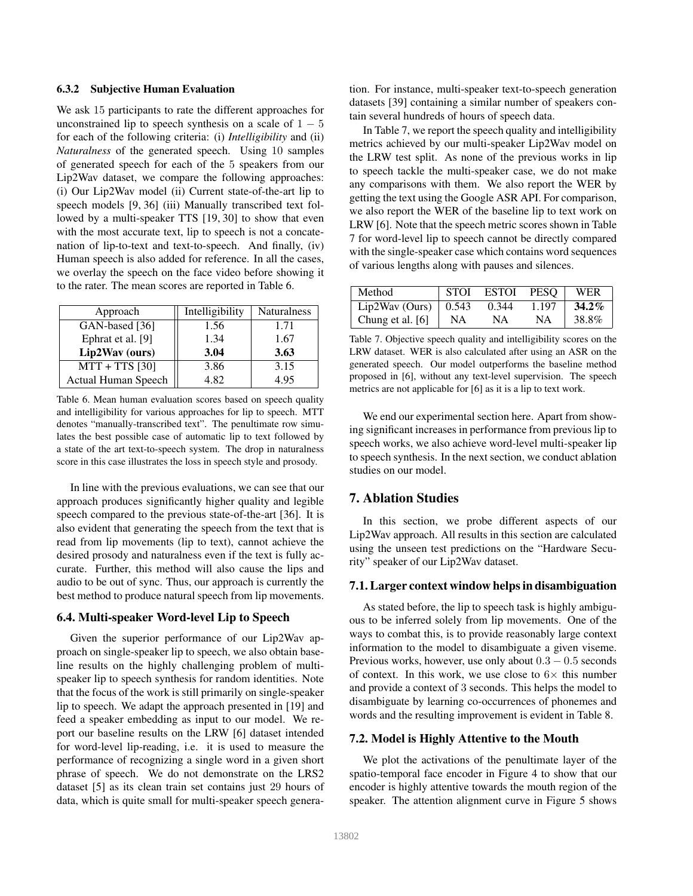#### 6.3.2 Subjective Human Evaluation

We ask 15 participants to rate the different approaches for unconstrained lip to speech synthesis on a scale of $1-5$ for each of the following criteria: (i) *Intelligibility* and (ii) *Naturalness* of the generated speech. Using 10 samples of generated speech for each of the 5 speakers from our Lip2Wav dataset, we compare the following approaches: (i) Our Lip2Wav model (ii) Current state-of-the-art lip to speech models [9, 36] (iii) Manually transcribed text followed by a multi-speaker TTS [19, 30] to show that even with the most accurate text, lip to speech is not a concatenation of lip-to-text and text-to-speech. And finally, (iv) Human speech is also added for reference. In all the cases, we overlay the speech on the face video before showing it to the rater. The mean scores are reported in Table 6.

| Approach | Intelligibility | Naturalness |
|---|---|---|
| GAN-based [36] | 1.56 | 1.71 |
| Ephrat et al. [9] | 1.34 | 1.67 |
| **Lip2Wav (ours)** | **3.04** | **3.63** |
| MTT + TTS [30] | 3.86 | 3.15 |
| Actual Human Speech | 4.82 | 4.95 |

Table 6. Mean human evaluation scores based on speech quality and intelligibility for various approaches for lip to speech. MTT denotes "manually-transcribed text". The penultimate row simulates the best possible case of automatic lip to text followed by a state of the art text-to-speech system. The drop in naturalness score in this case illustrates the loss in speech style and prosody.

In line with the previous evaluations, we can see that our approach produces significantly higher quality and legible speech compared to the previous state-of-the-art [36]. It is also evident that generating the speech from the text that is read from lip movements (lip to text), cannot achieve the desired prosody and naturalness even if the text is fully accurate. Further, this method will also cause the lips and audio to be out of sync. Thus, our approach is currently the best method to produce natural speech from lip movements.

### 6.4. Multi-speaker Word-level Lip to Speech

Given the superior performance of our Lip2Wav approach on single-speaker lip to speech, we also obtain baseline results on the highly challenging problem of multi-speaker lip to speech synthesis for random identities. Note that the focus of the work is still primarily on single-speaker lip to speech. We adapt the approach presented in [19] and feed a speaker embedding as input to our model. We report our baseline results on the LRW [6] dataset intended for word-level lip-reading, i.e. it is used to measure the performance of recognizing a single word in a given short phrase of speech. We do not demonstrate on the LRS2 dataset [5] as its clean train set contains just 29 hours of data, which is quite small for multi-speaker speech generation. For instance, multi-speaker text-to-speech generation datasets [39] containing a similar number of speakers contain several hundreds of hours of speech data.

In Table 7, we report the speech quality and intelligibility metrics achieved by our multi-speaker Lip2Wav model on the LRW test split. As none of the previous works in lip to speech tackle the multi-speaker case, we do not make any comparisons with them. We also report the WER by getting the text using the Google ASR API. For comparison, we also report the WER of the baseline lip to text work on LRW [6]. Note that the speech metric scores shown in Table 7 for word-level lip to speech cannot be directly compared with the single-speaker case which contains word sequences of various lengths along with pauses and silences.

| Method | STOI | ESTOI | PESQ | WER |
|---|---|---|---|---|
| Lip2Wav (Ours) | 0.543 | 0.344 | 1.197 | **34.2%** |
| Chung et al. [6] | NA | NA | NA | 38.8% |

Table 7. Objective speech quality and intelligibility scores on the LRW dataset. WER is also calculated after using an ASR on the generated speech. Our model outperforms the baseline method proposed in [6], without any text-level supervision. The speech metrics are not applicable for [6] as it is a lip to text work.

We end our experimental section here. Apart from showing significant increases in performance from previous lip to speech works, we also achieve word-level multi-speaker lip to speech synthesis. In the next section, we conduct ablation studies on our model.

## 7. Ablation Studies

In this section, we probe different aspects of our Lip2Wav approach. All results in this section are calculated using the unseen test predictions on the "Hardware Security" speaker of our Lip2Wav dataset.

### 7.1. Larger context window helps in disambiguation

As stated before, the lip to speech task is highly ambiguous to be inferred solely from lip movements. One of the ways to combat this, is to provide reasonably large context information to the model to disambiguate a given viseme. Previous works, however, use only about $0.3-0.5$ seconds of context. In this work, we use close to $6\times$ this number and provide a context of 3 seconds. This helps the model to disambiguate by learning co-occurrences of phonemes and words and the resulting improvement is evident in Table 8.

### 7.2. Model is Highly Attentive to the Mouth

We plot the activations of the penultimate layer of the spatio-temporal face encoder in Figure 4 to show that our encoder is highly attentive towards the mouth region of the speaker. The attention alignment curve in Figure 5 shows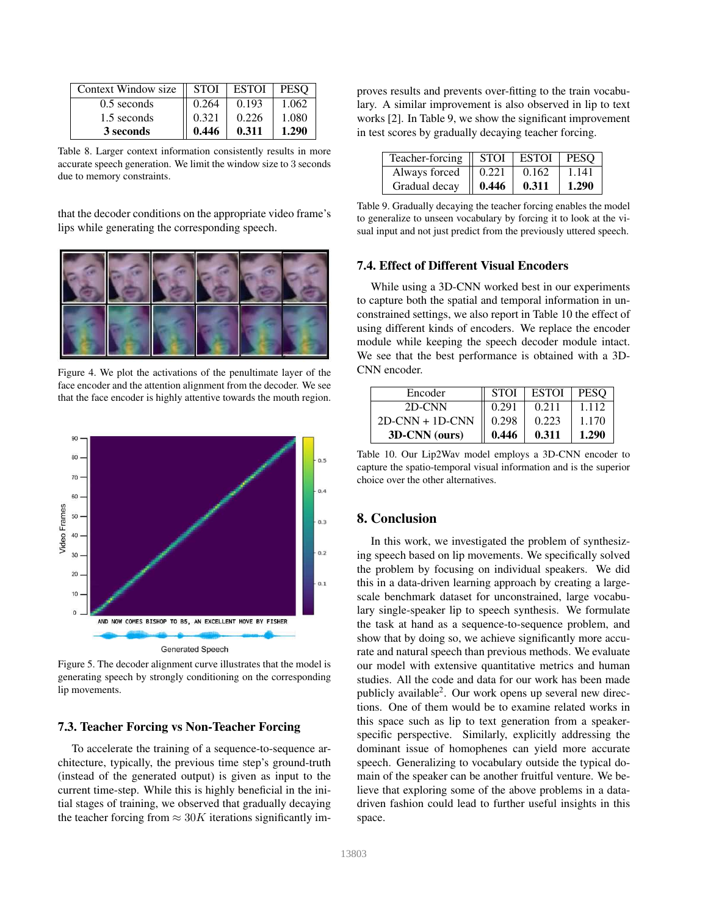| Context Window size | STOI | ESTOI | PESQ |
|---|---|---|---|
| 0.5 seconds | 0.264 | 0.193 | 1.062 |
| 1.5 seconds | 0.321 | 0.226 | 1.080 |
| **3 seconds** | **0.446** | **0.311** | **1.290** |

Table 8. Larger context information consistently results in more accurate speech generation. We limit the window size to 3 seconds due to memory constraints.

that the decoder conditions on the appropriate video frame's lips while generating the corresponding speech.

Figure 4. We plot the activations of the penultimate layer of the face encoder and the attention alignment from the decoder. We see that the face encoder is highly attentive towards the mouth region.

Figure 5. The decoder alignment curve illustrates that the model is generating speech by strongly conditioning on the corresponding lip movements.

### 7.3. Teacher Forcing vs Non-Teacher Forcing

To accelerate the training of a sequence-to-sequence architecture, typically, the previous time step's ground-truth (instead of the generated output) is given as input to the current time-step. While this is highly beneficial in the initial stages of training, we observed that gradually decaying the teacher forcing from $\approx 30K$ iterations significantly improves results and prevents over-fitting to the train vocabulary. A similar improvement is also observed in lip to text works [2]. In Table 9, we show the significant improvement in test scores by gradually decaying teacher forcing.

| Teacher-forcing | STOI | ESTOI | PESQ |
|---|---|---|---|
| Always forced | 0.221 | 0.162 | 1.141 |
| Gradual decay | **0.446** | **0.311** | **1.290** |

Table 9. Gradually decaying the teacher forcing enables the model to generalize to unseen vocabulary by forcing it to look at the visual input and not just predict from the previously uttered speech.

### 7.4. Effect of Different Visual Encoders

While using a 3D-CNN worked best in our experiments to capture both the spatial and temporal information in unconstrained settings, we also report in Table 10 the effect of using different kinds of encoders. We replace the encoder module while keeping the speech decoder module intact. We see that the best performance is obtained with a 3D-CNN encoder.

| Encoder | STOI | ESTOI | PESQ |
|---|---|---|---|
| 2D-CNN | 0.291 | 0.211 | 1.112 |
| 2D-CNN + 1D-CNN | 0.298 | 0.223 | 1.170 |
| **3D-CNN (ours)** | **0.446** | **0.311** | **1.290** |

Table 10. Our Lip2Wav model employs a 3D-CNN encoder to capture the spatio-temporal visual information and is the superior choice over the other alternatives.

## 8. Conclusion

In this work, we investigated the problem of synthesizing speech based on lip movements. We specifically solved the problem by focusing on individual speakers. We did this in a data-driven learning approach by creating a large-scale benchmark dataset for unconstrained, large vocabulary single-speaker lip to speech synthesis. We formulate the task at hand as a sequence-to-sequence problem, and show that by doing so, we achieve significantly more accurate and natural speech than previous methods. We evaluate our model with extensive quantitative metrics and human studies. All the code and data for our work has been made publicly available[2]. Our work opens up several new directions. One of them would be to examine related works in this space such as lip to text generation from a speaker-specific perspective. Similarly, explicitly addressing the dominant issue of homophenes can yield more accurate speech. Generalizing to vocabulary outside the typical domain of the speaker can be another fruitful venture. We believe that exploring some of the above problems in a data-driven fashion could lead to further useful insights in this space.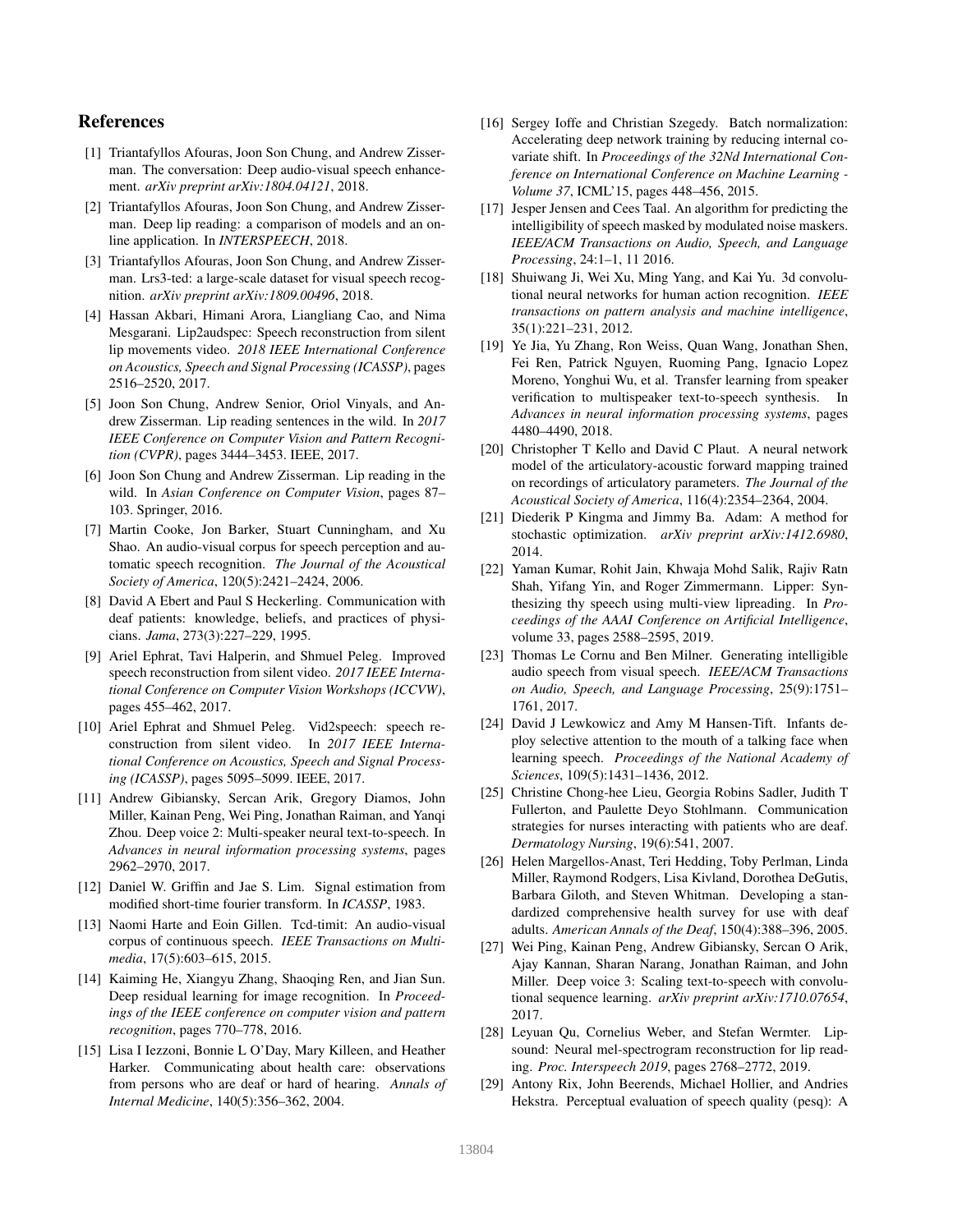## References

[1] Triantafyllos Afouras, Joon Son Chung, and Andrew Zisserman. The conversation: Deep audio-visual speech enhancement. *arXiv preprint arXiv:1804.04121*, 2018.

[2] Triantafyllos Afouras, Joon Son Chung, and Andrew Zisserman. Deep lip reading: a comparison of models and an online application. In *INTERSPEECH*, 2018.

[3] Triantafyllos Afouras, Joon Son Chung, and Andrew Zisserman. Lrs3-ted: a large-scale dataset for visual speech recognition. *arXiv preprint arXiv:1809.00496*, 2018.

[4] Hassan Akbari, Himani Arora, Liangliang Cao, and Nima Mesgarani. Lip2audspec: Speech reconstruction from silent lip movements video. *2018 IEEE International Conference on Acoustics, Speech and Signal Processing (ICASSP)*, pages 2516–2520, 2017.

[5] Joon Son Chung, Andrew Senior, Oriol Vinyals, and Andrew Zisserman. Lip reading sentences in the wild. In *2017 IEEE Conference on Computer Vision and Pattern Recognition (CVPR)*, pages 3444–3453. IEEE, 2017.

[6] Joon Son Chung and Andrew Zisserman. Lip reading in the wild. In *Asian Conference on Computer Vision*, pages 87–103. Springer, 2016.

[7] Martin Cooke, Jon Barker, Stuart Cunningham, and Xu Shao. An audio-visual corpus for speech perception and automatic speech recognition. *The Journal of the Acoustical Society of America*, 120(5):2421–2424, 2006.

[8] David A Ebert and Paul S Heckerling. Communication with deaf patients: knowledge, beliefs, and practices of physicians. *Jama*, 273(3):227–229, 1995.

[9] Ariel Ephrat, Tavi Halperin, and Shmuel Peleg. Improved speech reconstruction from silent video. *2017 IEEE International Conference on Computer Vision Workshops (ICCVW)*, pages 455–462, 2017.

[10] Ariel Ephrat and Shmuel Peleg. Vid2speech: speech reconstruction from silent video. In *2017 IEEE International Conference on Acoustics, Speech and Signal Processing (ICASSP)*, pages 5095–5099. IEEE, 2017.

[11] Andrew Gibiansky, Sercan Arik, Gregory Diamos, John Miller, Kainan Peng, Wei Ping, Jonathan Raiman, and Yanqi Zhou. Deep voice 2: Multi-speaker neural text-to-speech. In *Advances in neural information processing systems*, pages 2962–2970, 2017.

[12] Daniel W. Griffin and Jae S. Lim. Signal estimation from modified short-time fourier transform. In *ICASSP*, 1983.

[13] Naomi Harte and Eoin Gillen. Tcd-timit: An audio-visual corpus of continuous speech. *IEEE Transactions on Multimedia*, 17(5):603–615, 2015.

[14] Kaiming He, Xiangyu Zhang, Shaoqing Ren, and Jian Sun. Deep residual learning for image recognition. In *Proceedings of the IEEE conference on computer vision and pattern recognition*, pages 770–778, 2016.

[15] Lisa I Iezzoni, Bonnie L O'Day, Mary Killeen, and Heather Harker. Communicating about health care: observations from persons who are deaf or hard of hearing. *Annals of Internal Medicine*, 140(5):356–362, 2004.

[16] Sergey Ioffe and Christian Szegedy. Batch normalization: Accelerating deep network training by reducing internal covariate shift. In *Proceedings of the 32Nd International Conference on International Conference on Machine Learning - Volume 37*, ICML'15, pages 448–456, 2015.

[17] Jesper Jensen and Cees Taal. An algorithm for predicting the intelligibility of speech masked by modulated noise maskers. *IEEE/ACM Transactions on Audio, Speech, and Language Processing*, 24:1–1, 11 2016.

[18] Shuiwang Ji, Wei Xu, Ming Yang, and Kai Yu. 3d convolutional neural networks for human action recognition. *IEEE transactions on pattern analysis and machine intelligence*, 35(1):221–231, 2012.

[19] Ye Jia, Yu Zhang, Ron Weiss, Quan Wang, Jonathan Shen, Fei Ren, Patrick Nguyen, Ruoming Pang, Ignacio Lopez Moreno, Yonghui Wu, et al. Transfer learning from speaker verification to multispeaker text-to-speech synthesis. In *Advances in neural information processing systems*, pages 4480–4490, 2018.

[20] Christopher T Kello and David C Plaut. A neural network model of the articulatory-acoustic forward mapping trained on recordings of articulatory parameters. *The Journal of the Acoustical Society of America*, 116(4):2354–2364, 2004.

[21] Diederik P Kingma and Jimmy Ba. Adam: A method for stochastic optimization. *arXiv preprint arXiv:1412.6980*, 2014.

[22] Yaman Kumar, Rohit Jain, Khwaja Mohd Salik, Rajiv Ratn Shah, Yifang Yin, and Roger Zimmermann. Lipper: Synthesizing thy speech using multi-view lipreading. In *Proceedings of the AAAI Conference on Artificial Intelligence*, volume 33, pages 2588–2595, 2019.

[23] Thomas Le Cornu and Ben Milner. Generating intelligible audio speech from visual speech. *IEEE/ACM Transactions on Audio, Speech, and Language Processing*, 25(9):1751–1761, 2017.

[24] David J Lewkowicz and Amy M Hansen-Tift. Infants deploy selective attention to the mouth of a talking face when learning speech. *Proceedings of the National Academy of Sciences*, 109(5):1431–1436, 2012.

[25] Christine Chong-hee Lieu, Georgia Robins Sadler, Judith T Fullerton, and Paulette Deyo Stohlmann. Communication strategies for nurses interacting with patients who are deaf. *Dermatology Nursing*, 19(6):541, 2007.

[26] Helen Margellos-Anast, Teri Hedding, Toby Perlman, Linda Miller, Raymond Rodgers, Lisa Kivland, Dorothea DeGutis, Barbara Giloth, and Steven Whitman. Developing a standardized comprehensive health survey for use with deaf adults. *American Annals of the Deaf*, 150(4):388–396, 2005.

[27] Wei Ping, Kainan Peng, Andrew Gibiansky, Sercan O Arik, Ajay Kannan, Sharan Narang, Jonathan Raiman, and John Miller. Deep voice 3: Scaling text-to-speech with convolutional sequence learning. *arXiv preprint arXiv:1710.07654*, 2017.

[28] Leyuan Qu, Cornelius Weber, and Stefan Wermter. Lipsound: Neural mel-spectrogram reconstruction for lip reading. *Proc. Interspeech 2019*, pages 2768–2772, 2019.

[29] Antony Rix, John Beerends, Michael Hollier, and Andries Hekstra. Perceptual evaluation of speech quality (pesq): A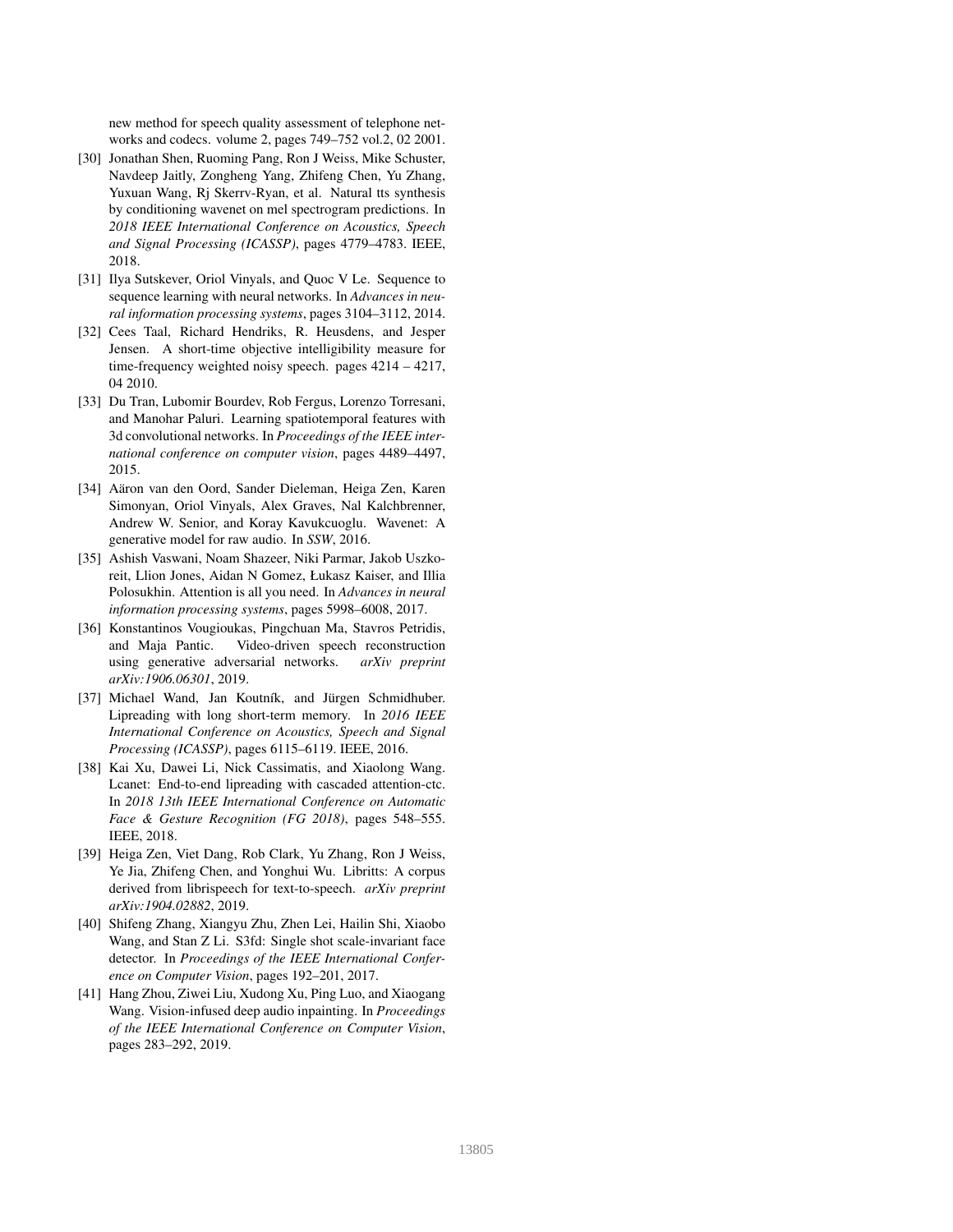new method for speech quality assessment of telephone networks and codecs. volume 2, pages 749–752 vol.2, 02 2001.

[30] Jonathan Shen, Ruoming Pang, Ron J Weiss, Mike Schuster, Navdeep Jaitly, Zongheng Yang, Zhifeng Chen, Yu Zhang, Yuxuan Wang, Rj Skerrv-Ryan, et al. Natural tts synthesis by conditioning wavenet on mel spectrogram predictions. In *2018 IEEE International Conference on Acoustics, Speech and Signal Processing (ICASSP)*, pages 4779–4783. IEEE, 2018.

[31] Ilya Sutskever, Oriol Vinyals, and Quoc V Le. Sequence to sequence learning with neural networks. In *Advances in neural information processing systems*, pages 3104–3112, 2014.

[32] Cees Taal, Richard Hendriks, R. Heusdens, and Jesper Jensen. A short-time objective intelligibility measure for time-frequency weighted noisy speech. pages 4214 – 4217, 04 2010.

[33] Du Tran, Lubomir Bourdev, Rob Fergus, Lorenzo Torresani, and Manohar Paluri. Learning spatiotemporal features with 3d convolutional networks. In *Proceedings of the IEEE international conference on computer vision*, pages 4489–4497, 2015.

[34] Aäron van den Oord, Sander Dieleman, Heiga Zen, Karen Simonyan, Oriol Vinyals, Alex Graves, Nal Kalchbrenner, Andrew W. Senior, and Koray Kavukcuoglu. Wavenet: A generative model for raw audio. In *SSW*, 2016.

[35] Ashish Vaswani, Noam Shazeer, Niki Parmar, Jakob Uszkoreit, Llion Jones, Aidan N Gomez, Łukasz Kaiser, and Illia Polosukhin. Attention is all you need. In *Advances in neural information processing systems*, pages 5998–6008, 2017.

[36] Konstantinos Vougioukas, Pingchuan Ma, Stavros Petridis, and Maja Pantic. Video-driven speech reconstruction using generative adversarial networks. *arXiv preprint arXiv:1906.06301*, 2019.

[37] Michael Wand, Jan Koutník, and Jürgen Schmidhuber. Lipreading with long short-term memory. In *2016 IEEE International Conference on Acoustics, Speech and Signal Processing (ICASSP)*, pages 6115–6119. IEEE, 2016.

[38] Kai Xu, Dawei Li, Nick Cassimatis, and Xiaolong Wang. Lcanet: End-to-end lipreading with cascaded attention-ctc. In *2018 13th IEEE International Conference on Automatic Face & Gesture Recognition (FG 2018)*, pages 548–555. IEEE, 2018.

[39] Heiga Zen, Viet Dang, Rob Clark, Yu Zhang, Ron J Weiss, Ye Jia, Zhifeng Chen, and Yonghui Wu. Libritts: A corpus derived from librispeech for text-to-speech. *arXiv preprint arXiv:1904.02882*, 2019.

[40] Shifeng Zhang, Xiangyu Zhu, Zhen Lei, Hailin Shi, Xiaobo Wang, and Stan Z Li. S3fd: Single shot scale-invariant face detector. In *Proceedings of the IEEE International Conference on Computer Vision*, pages 192–201, 2017.

[41] Hang Zhou, Ziwei Liu, Xudong Xu, Ping Luo, and Xiaogang Wang. Vision-infused deep audio inpainting. In *Proceedings of the IEEE International Conference on Computer Vision*, pages 283–292, 2019.